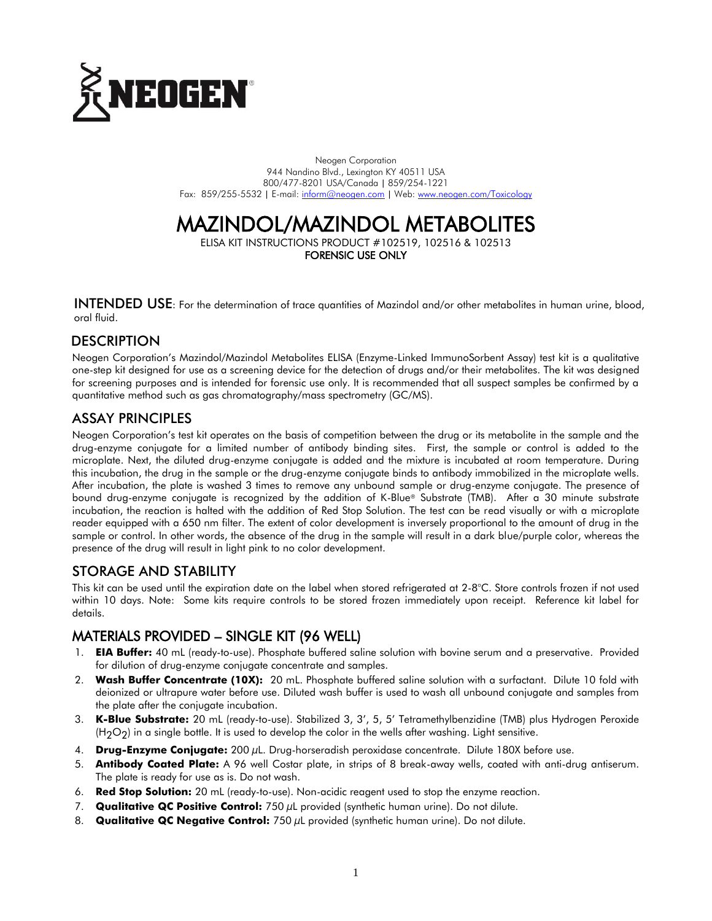NEOGEN®

Neogen Corporation
944 Nandino Blvd., Lexington KY 40511 USA
800/477-8201 USA/Canada | 859/254-1221
Fax: 859/255-5532 | E-mail: inform@neogen.com | Web: www.neogen.com/Toxicology

# MAZINDOL/MAZINDOL METABOLITES

ELISA KIT INSTRUCTIONS PRODUCT #102519, 102516 & 102513
**FORENSIC USE ONLY**

**INTENDED USE**: For the determination of trace quantities of Mazindol and/or other metabolites in human urine, blood, oral fluid.

## DESCRIPTION

Neogen Corporation's Mazindol/Mazindol Metabolites ELISA (Enzyme-Linked ImmunoSorbent Assay) test kit is a qualitative one-step kit designed for use as a screening device for the detection of drugs and/or their metabolites. The kit was designed for screening purposes and is intended for forensic use only. It is recommended that all suspect samples be confirmed by a quantitative method such as gas chromatography/mass spectrometry (GC/MS).

## ASSAY PRINCIPLES

Neogen Corporation's test kit operates on the basis of competition between the drug or its metabolite in the sample and the drug-enzyme conjugate for a limited number of antibody binding sites. First, the sample or control is added to the microplate. Next, the diluted drug-enzyme conjugate is added and the mixture is incubated at room temperature. During this incubation, the drug in the sample or the drug-enzyme conjugate binds to antibody immobilized in the microplate wells. After incubation, the plate is washed 3 times to remove any unbound sample or drug-enzyme conjugate. The presence of bound drug-enzyme conjugate is recognized by the addition of K-Blue® Substrate (TMB). After a 30 minute substrate incubation, the reaction is halted with the addition of Red Stop Solution. The test can be read visually or with a microplate reader equipped with a 650 nm filter. The extent of color development is inversely proportional to the amount of drug in the sample or control. In other words, the absence of the drug in the sample will result in a dark blue/purple color, whereas the presence of the drug will result in light pink to no color development.

## STORAGE AND STABILITY

This kit can be used until the expiration date on the label when stored refrigerated at 2-8°C. Store controls frozen if not used within 10 days. Note: Some kits require controls to be stored frozen immediately upon receipt. Reference kit label for details.

## MATERIALS PROVIDED – SINGLE KIT (96 WELL)

1. **EIA Buffer:** 40 mL (ready-to-use). Phosphate buffered saline solution with bovine serum and a preservative. Provided for dilution of drug-enzyme conjugate concentrate and samples.
2. **Wash Buffer Concentrate (10X):** 20 mL. Phosphate buffered saline solution with a surfactant. Dilute 10 fold with deionized or ultrapure water before use. Diluted wash buffer is used to wash all unbound conjugate and samples from the plate after the conjugate incubation.
3. **K-Blue Substrate:** 20 mL (ready-to-use). Stabilized 3, 3', 5, 5' Tetramethylbenzidine (TMB) plus Hydrogen Peroxide ($H_2O_2$) in a single bottle. It is used to develop the color in the wells after washing. Light sensitive.
4. **Drug-Enzyme Conjugate:** 200 µL. Drug-horseradish peroxidase concentrate. Dilute 180X before use.
5. **Antibody Coated Plate:** A 96 well Costar plate, in strips of 8 break-away wells, coated with anti-drug antiserum. The plate is ready for use as is. Do not wash.
6. **Red Stop Solution:** 20 mL (ready-to-use). Non-acidic reagent used to stop the enzyme reaction.
7. **Qualitative QC Positive Control:** 750 µL provided (synthetic human urine). Do not dilute.
8. **Qualitative QC Negative Control:** 750 µL provided (synthetic human urine). Do not dilute.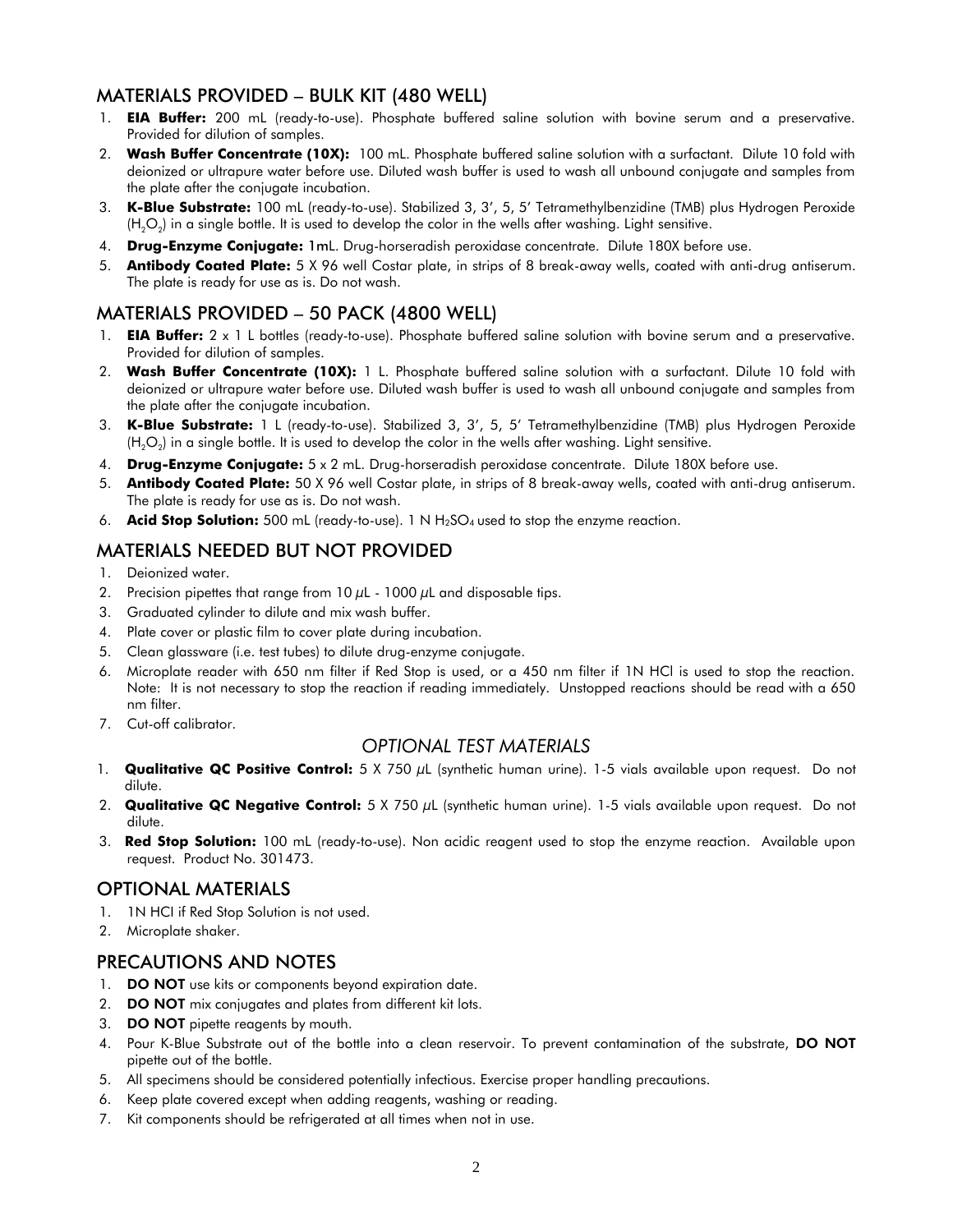## MATERIALS PROVIDED – BULK KIT (480 WELL)

1. **EIA Buffer:** 200 mL (ready-to-use). Phosphate buffered saline solution with bovine serum and a preservative. Provided for dilution of samples.
2. **Wash Buffer Concentrate (10X):** 100 mL. Phosphate buffered saline solution with a surfactant. Dilute 10 fold with deionized or ultrapure water before use. Diluted wash buffer is used to wash all unbound conjugate and samples from the plate after the conjugate incubation.
3. **K-Blue Substrate:** 100 mL (ready-to-use). Stabilized 3, 3', 5, 5' Tetramethylbenzidine (TMB) plus Hydrogen Peroxide ($H_2O_2$) in a single bottle. It is used to develop the color in the wells after washing. Light sensitive.
4. **Drug-Enzyme Conjugate:** 1mL. Drug-horseradish peroxidase concentrate. Dilute 180X before use.
5. **Antibody Coated Plate:** 5 X 96 well Costar plate, in strips of 8 break-away wells, coated with anti-drug antiserum. The plate is ready for use as is. Do not wash.

## MATERIALS PROVIDED – 50 PACK (4800 WELL)

1. **EIA Buffer:** 2 x 1 L bottles (ready-to-use). Phosphate buffered saline solution with bovine serum and a preservative. Provided for dilution of samples.
2. **Wash Buffer Concentrate (10X):** 1 L. Phosphate buffered saline solution with a surfactant. Dilute 10 fold with deionized or ultrapure water before use. Diluted wash buffer is used to wash all unbound conjugate and samples from the plate after the conjugate incubation.
3. **K-Blue Substrate:** 1 L (ready-to-use). Stabilized 3, 3', 5, 5' Tetramethylbenzidine (TMB) plus Hydrogen Peroxide ($H_2O_2$) in a single bottle. It is used to develop the color in the wells after washing. Light sensitive.
4. **Drug-Enzyme Conjugate:** 5 x 2 mL. Drug-horseradish peroxidase concentrate. Dilute 180X before use.
5. **Antibody Coated Plate:** 50 X 96 well Costar plate, in strips of 8 break-away wells, coated with anti-drug antiserum. The plate is ready for use as is. Do not wash.
6. **Acid Stop Solution:** 500 mL (ready-to-use). 1 N $H_2SO_4$ used to stop the enzyme reaction.

## MATERIALS NEEDED BUT NOT PROVIDED

1. Deionized water.
2. Precision pipettes that range from 10 µL - 1000 µL and disposable tips.
3. Graduated cylinder to dilute and mix wash buffer.
4. Plate cover or plastic film to cover plate during incubation.
5. Clean glassware (i.e. test tubes) to dilute drug-enzyme conjugate.
6. Microplate reader with 650 nm filter if Red Stop is used, or a 450 nm filter if 1N HCl is used to stop the reaction. Note: It is not necessary to stop the reaction if reading immediately. Unstopped reactions should be read with a 650 nm filter.
7. Cut-off calibrator.

### *OPTIONAL TEST MATERIALS*

1. **Qualitative QC Positive Control:** 5 X 750 µL (synthetic human urine). 1-5 vials available upon request. Do not dilute.
2. **Qualitative QC Negative Control:** 5 X 750 µL (synthetic human urine). 1-5 vials available upon request. Do not dilute.
3. **Red Stop Solution:** 100 mL (ready-to-use). Non acidic reagent used to stop the enzyme reaction. Available upon request. Product No. 301473.

## OPTIONAL MATERIALS

1. 1N HCl if Red Stop Solution is not used.
2. Microplate shaker.

## PRECAUTIONS AND NOTES

1. **DO NOT** use kits or components beyond expiration date.
2. **DO NOT** mix conjugates and plates from different kit lots.
3. **DO NOT** pipette reagents by mouth.
4. Pour K-Blue Substrate out of the bottle into a clean reservoir. To prevent contamination of the substrate, **DO NOT** pipette out of the bottle.
5. All specimens should be considered potentially infectious. Exercise proper handling precautions.
6. Keep plate covered except when adding reagents, washing or reading.
7. Kit components should be refrigerated at all times when not in use.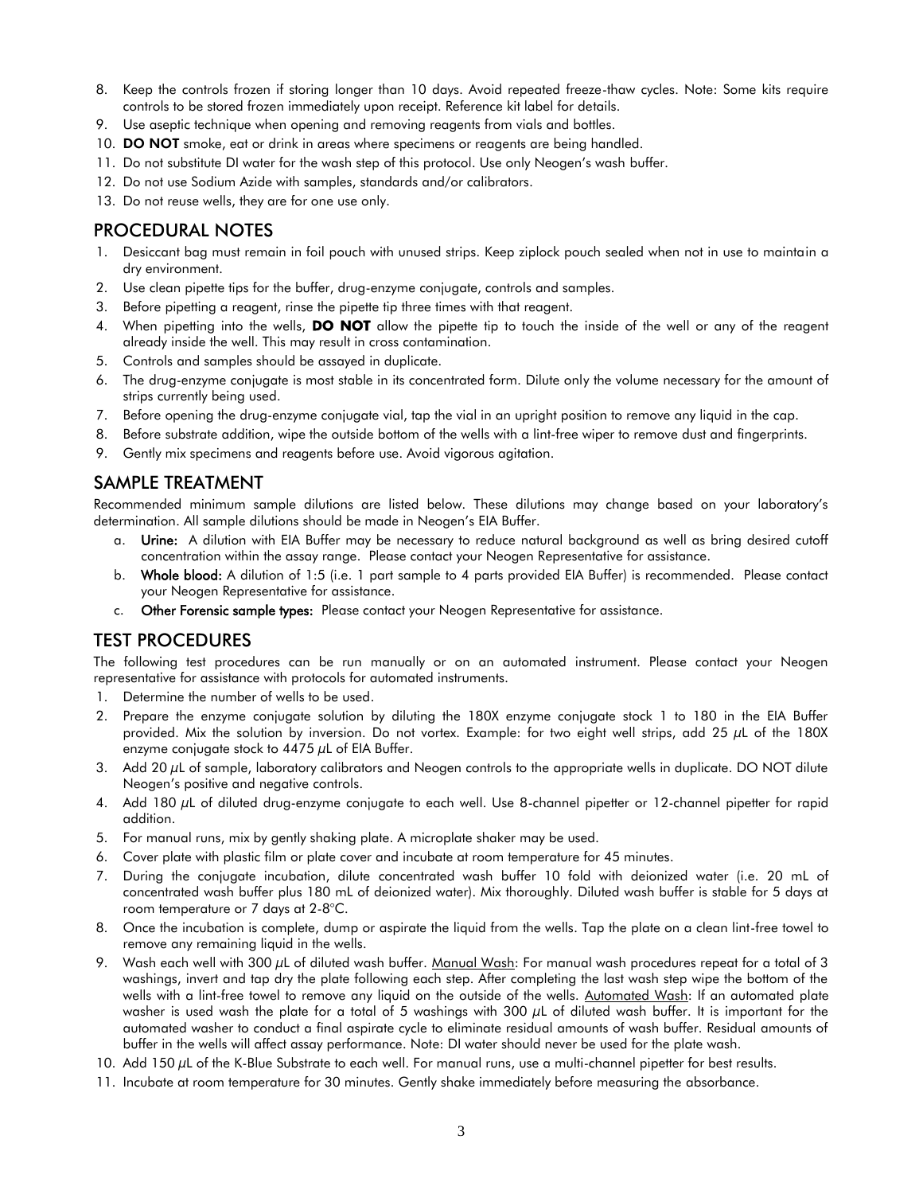8. Keep the controls frozen if storing longer than 10 days. Avoid repeated freeze-thaw cycles. Note: Some kits require controls to be stored frozen immediately upon receipt. Reference kit label for details.
9. Use aseptic technique when opening and removing reagents from vials and bottles.
10. **DO NOT** smoke, eat or drink in areas where specimens or reagents are being handled.
11. Do not substitute DI water for the wash step of this protocol. Use only Neogen's wash buffer.
12. Do not use Sodium Azide with samples, standards and/or calibrators.
13. Do not reuse wells, they are for one use only.

## PROCEDURAL NOTES

1. Desiccant bag must remain in foil pouch with unused strips. Keep ziplock pouch sealed when not in use to maintain a dry environment.
2. Use clean pipette tips for the buffer, drug-enzyme conjugate, controls and samples.
3. Before pipetting a reagent, rinse the pipette tip three times with that reagent.
4. When pipetting into the wells, **DO NOT** allow the pipette tip to touch the inside of the well or any of the reagent already inside the well. This may result in cross contamination.
5. Controls and samples should be assayed in duplicate.
6. The drug-enzyme conjugate is most stable in its concentrated form. Dilute only the volume necessary for the amount of strips currently being used.
7. Before opening the drug-enzyme conjugate vial, tap the vial in an upright position to remove any liquid in the cap.
8. Before substrate addition, wipe the outside bottom of the wells with a lint-free wiper to remove dust and fingerprints.
9. Gently mix specimens and reagents before use. Avoid vigorous agitation.

## SAMPLE TREATMENT

Recommended minimum sample dilutions are listed below. These dilutions may change based on your laboratory's determination. All sample dilutions should be made in Neogen's EIA Buffer.

a. **Urine:** A dilution with EIA Buffer may be necessary to reduce natural background as well as bring desired cutoff concentration within the assay range. Please contact your Neogen Representative for assistance.
b. **Whole blood:** A dilution of 1:5 (i.e. 1 part sample to 4 parts provided EIA Buffer) is recommended. Please contact your Neogen Representative for assistance.
c. **Other Forensic sample types:** Please contact your Neogen Representative for assistance.

## TEST PROCEDURES

The following test procedures can be run manually or on an automated instrument. Please contact your Neogen representative for assistance with protocols for automated instruments.

1. Determine the number of wells to be used.
2. Prepare the enzyme conjugate solution by diluting the 180X enzyme conjugate stock 1 to 180 in the EIA Buffer provided. Mix the solution by inversion. Do not vortex. Example: for two eight well strips, add 25 μL of the 180X enzyme conjugate stock to 4475 μL of EIA Buffer.
3. Add 20 μL of sample, laboratory calibrators and Neogen controls to the appropriate wells in duplicate. DO NOT dilute Neogen's positive and negative controls.
4. Add 180 μL of diluted drug-enzyme conjugate to each well. Use 8-channel pipetter or 12-channel pipetter for rapid addition.
5. For manual runs, mix by gently shaking plate. A microplate shaker may be used.
6. Cover plate with plastic film or plate cover and incubate at room temperature for 45 minutes.
7. During the conjugate incubation, dilute concentrated wash buffer 10 fold with deionized water (i.e. 20 mL of concentrated wash buffer plus 180 mL of deionized water). Mix thoroughly. Diluted wash buffer is stable for 5 days at room temperature or 7 days at 2-8°C.
8. Once the incubation is complete, dump or aspirate the liquid from the wells. Tap the plate on a clean lint-free towel to remove any remaining liquid in the wells.
9. Wash each well with 300 μL of diluted wash buffer. Manual Wash: For manual wash procedures repeat for a total of 3 washings, invert and tap dry the plate following each step. After completing the last wash step wipe the bottom of the wells with a lint-free towel to remove any liquid on the outside of the wells. Automated Wash: If an automated plate washer is used wash the plate for a total of 5 washings with 300 μL of diluted wash buffer. It is important for the automated washer to conduct a final aspirate cycle to eliminate residual amounts of wash buffer. Residual amounts of buffer in the wells will affect assay performance. Note: DI water should never be used for the plate wash.
10. Add 150 μL of the K-Blue Substrate to each well. For manual runs, use a multi-channel pipetter for best results.
11. Incubate at room temperature for 30 minutes. Gently shake immediately before measuring the absorbance.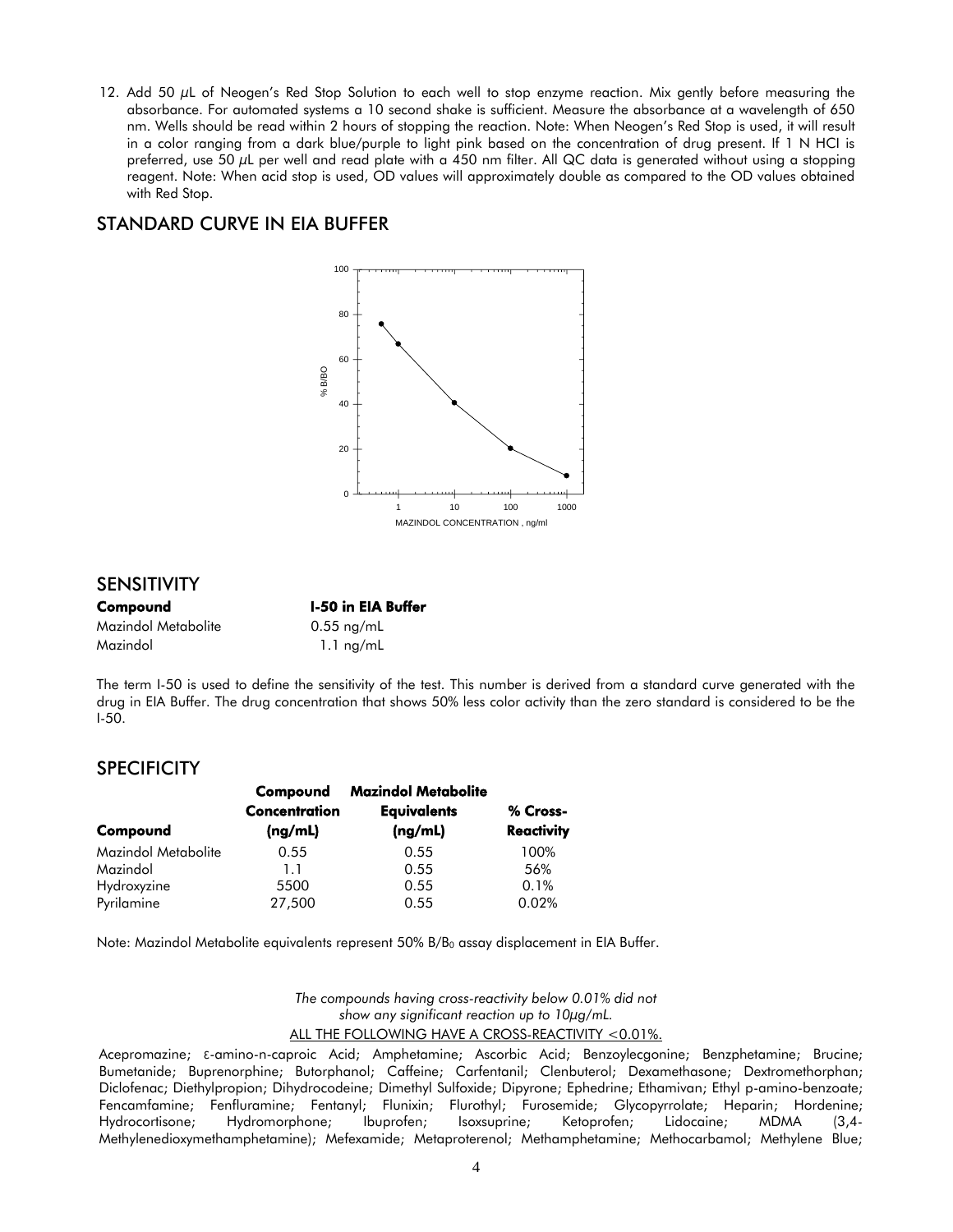12. Add 50 µL of Neogen's Red Stop Solution to each well to stop enzyme reaction. Mix gently before measuring the absorbance. For automated systems a 10 second shake is sufficient. Measure the absorbance at a wavelength of 650 nm. Wells should be read within 2 hours of stopping the reaction. Note: When Neogen's Red Stop is used, it will result in a color ranging from a dark blue/purple to light pink based on the concentration of drug present. If 1 N HCl is preferred, use 50 µL per well and read plate with a 450 nm filter. All QC data is generated without using a stopping reagent. Note: When acid stop is used, OD values will approximately double as compared to the OD values obtained with Red Stop.

## STANDARD CURVE IN EIA BUFFER

## SENSITIVITY

| Compound | I-50 in EIA Buffer |
|---|---|
| Mazindol Metabolite | 0.55 ng/mL |
| Mazindol | 1.1 ng/mL |

The term I-50 is used to define the sensitivity of the test. This number is derived from a standard curve generated with the drug in EIA Buffer. The drug concentration that shows 50% less color activity than the zero standard is considered to be the I-50.

## SPECIFICITY

| Compound | Compound Concentration (ng/mL) | Mazindol Metabolite Equivalents (ng/mL) | % Cross-Reactivity |
|---|---|---|---|
| Mazindol Metabolite | 0.55 | 0.55 | 100% |
| Mazindol | 1.1 | 0.55 | 56% |
| Hydroxyzine | 5500 | 0.55 | 0.1% |
| Pyrilamine | 27,500 | 0.55 | 0.02% |

Note: Mazindol Metabolite equivalents represent 50% $B/B_0$ assay displacement in EIA Buffer.

*The compounds having cross-reactivity below 0.01% did not show any significant reaction up to 10µg/mL.*

ALL THE FOLLOWING HAVE A CROSS-REACTIVITY <0.01%.

Acepromazine; ε-amino-n-caproic Acid; Amphetamine; Ascorbic Acid; Benzoylecgonine; Benzphetamine; Brucine; Bumetanide; Buprenorphine; Butorphanol; Caffeine; Carfentanil; Clenbuterol; Dexamethasone; Dextromethorphan; Diclofenac; Diethylpropion; Dihydrocodeine; Dimethyl Sulfoxide; Dipyrone; Ephedrine; Ethamivan; Ethyl p-amino-benzoate; Fencamfamine; Fenfluramine; Fentanyl; Flunixin; Flurothyl; Furosemide; Glycopyrrolate; Heparin; Hordenine; Hydrocortisone; Hydromorphone; Ibuprofen; Isoxsuprine; Ketoprofen; Lidocaine; MDMA (3,4-Methylenedioxymethamphetamine); Mefexamide; Metaproterenol; Methamphetamine; Methocarbamol; Methylene Blue;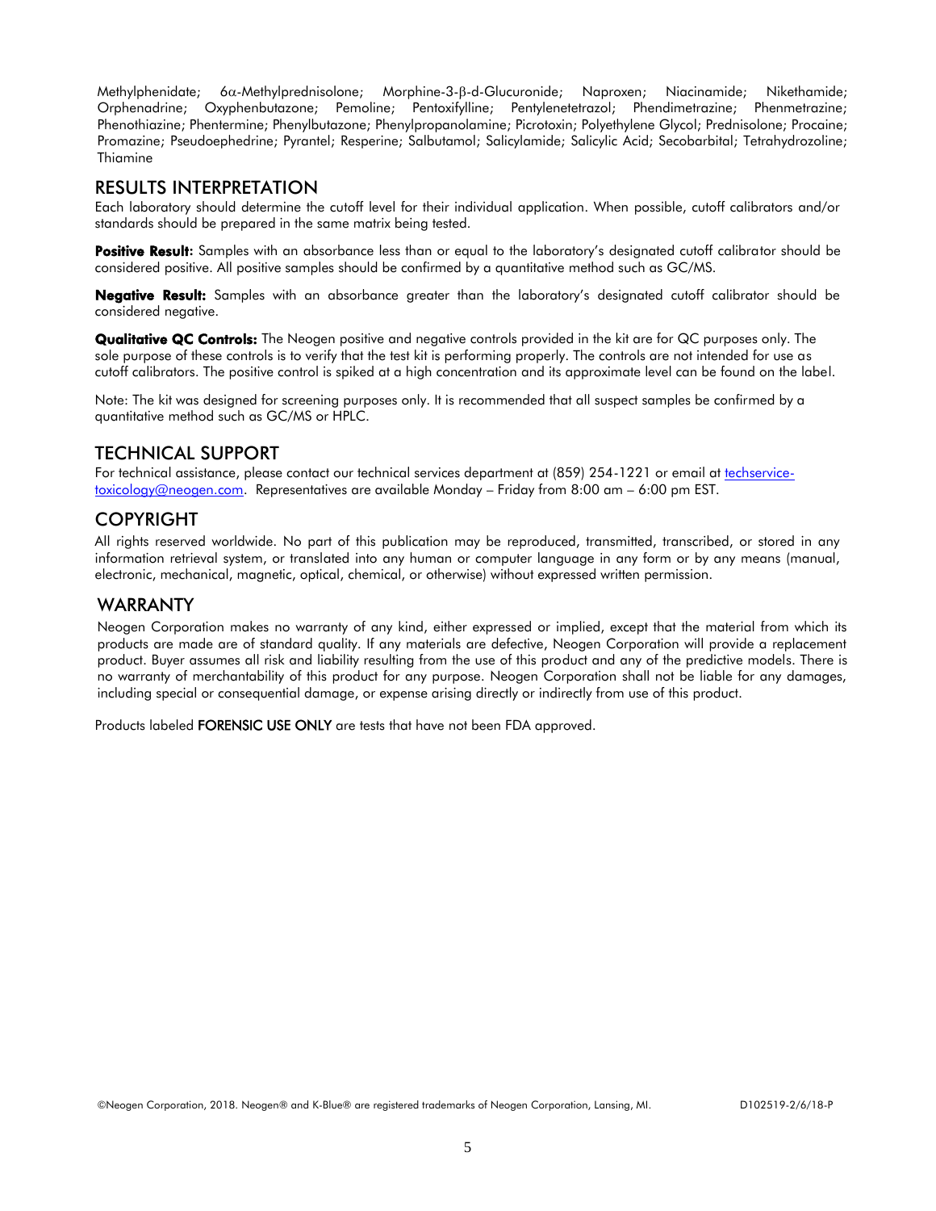Methylphenidate; 6α-Methylprednisolone; Morphine-3-β-d-Glucuronide; Naproxen; Niacinamide; Nikethamide; Orphenadrine; Oxyphenbutazone; Pemoline; Pentoxifylline; Pentylenetetrazol; Phendimetrazine; Phenmetrazine; Phenothiazine; Phentermine; Phenylbutazone; Phenylpropanolamine; Picrotoxin; Polyethylene Glycol; Prednisolone; Procaine; Promazine; Pseudoephedrine; Pyrantel; Resperine; Salbutamol; Salicylamide; Salicylic Acid; Secobarbital; Tetrahydrozoline; Thiamine

## RESULTS INTERPRETATION

Each laboratory should determine the cutoff level for their individual application. When possible, cutoff calibrators and/or standards should be prepared in the same matrix being tested.

**Positive Result:** Samples with an absorbance less than or equal to the laboratory's designated cutoff calibrator should be considered positive. All positive samples should be confirmed by a quantitative method such as GC/MS.

**Negative Result:** Samples with an absorbance greater than the laboratory's designated cutoff calibrator should be considered negative.

**Qualitative QC Controls:** The Neogen positive and negative controls provided in the kit are for QC purposes only. The sole purpose of these controls is to verify that the test kit is performing properly. The controls are not intended for use as cutoff calibrators. The positive control is spiked at a high concentration and its approximate level can be found on the label.

Note: The kit was designed for screening purposes only. It is recommended that all suspect samples be confirmed by a quantitative method such as GC/MS or HPLC.

## TECHNICAL SUPPORT

For technical assistance, please contact our technical services department at (859) 254-1221 or email at techservice-toxicology@neogen.com. Representatives are available Monday – Friday from 8:00 am – 6:00 pm EST.

## COPYRIGHT

All rights reserved worldwide. No part of this publication may be reproduced, transmitted, transcribed, or stored in any information retrieval system, or translated into any human or computer language in any form or by any means (manual, electronic, mechanical, magnetic, optical, chemical, or otherwise) without expressed written permission.

## WARRANTY

Neogen Corporation makes no warranty of any kind, either expressed or implied, except that the material from which its products are made are of standard quality. If any materials are defective, Neogen Corporation will provide a replacement product. Buyer assumes all risk and liability resulting from the use of this product and any of the predictive models. There is no warranty of merchantability of this product for any purpose. Neogen Corporation shall not be liable for any damages, including special or consequential damage, or expense arising directly or indirectly from use of this product.

Products labeled **FORENSIC USE ONLY** are tests that have not been FDA approved.

©Neogen Corporation, 2018. Neogen® and K-Blue® are registered trademarks of Neogen Corporation, Lansing, MI. D102519-2/6/18-P